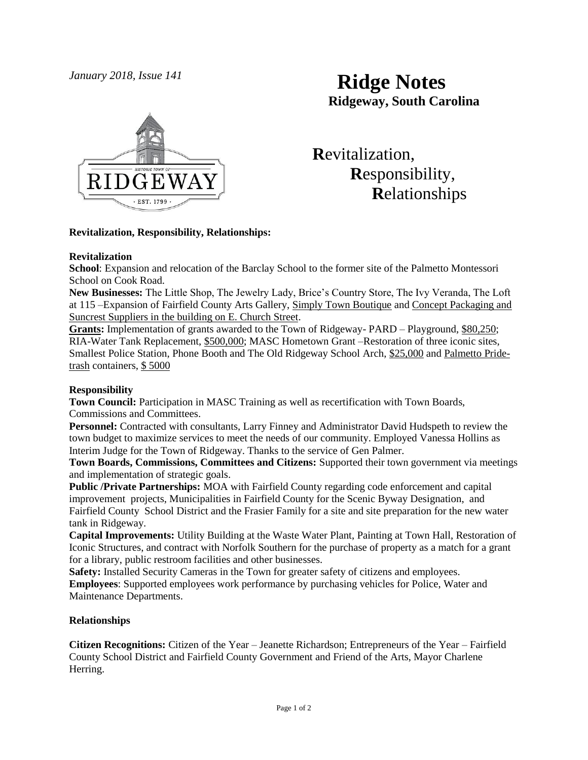*January 2018, Issue 141*

# Ridge Notes

**Ridgeway, South Carolina**

**R**evitalization,
**R**esponsibility,
**R**elationships

**Revitalization, Responsibility, Relationships:**

**Revitalization**

**School**: Expansion and relocation of the Barclay School to the former site of the Palmetto Montessori School on Cook Road.

**New Businesses:** The Little Shop, The Jewelry Lady, Brice's Country Store, The Ivy Veranda, The Loft at 115 –Expansion of Fairfield County Arts Gallery, Simply Town Boutique and Concept Packaging and Suncrest Suppliers in the building on E. Church Street.

**Grants:** Implementation of grants awarded to the Town of Ridgeway- PARD – Playground, $80,250; RIA-Water Tank Replacement, $500,000; MASC Hometown Grant –Restoration of three iconic sites, Smallest Police Station, Phone Booth and The Old Ridgeway School Arch, $25,000 and Palmetto Pride-trash containers, $ 5000

**Responsibility**

**Town Council:** Participation in MASC Training as well as recertification with Town Boards, Commissions and Committees.

**Personnel:** Contracted with consultants, Larry Finney and Administrator David Hudspeth to review the town budget to maximize services to meet the needs of our community. Employed Vanessa Hollins as Interim Judge for the Town of Ridgeway. Thanks to the service of Gen Palmer.

**Town Boards, Commissions, Committees and Citizens:** Supported their town government via meetings and implementation of strategic goals.

**Public /Private Partnerships:** MOA with Fairfield County regarding code enforcement and capital improvement projects, Municipalities in Fairfield County for the Scenic Byway Designation, and Fairfield County School District and the Frasier Family for a site and site preparation for the new water tank in Ridgeway.

**Capital Improvements:** Utility Building at the Waste Water Plant, Painting at Town Hall, Restoration of Iconic Structures, and contract with Norfolk Southern for the purchase of property as a match for a grant for a library, public restroom facilities and other businesses.

**Safety:** Installed Security Cameras in the Town for greater safety of citizens and employees.

**Employees**: Supported employees work performance by purchasing vehicles for Police, Water and Maintenance Departments.

**Relationships**

**Citizen Recognitions:** Citizen of the Year – Jeanette Richardson; Entrepreneurs of the Year – Fairfield County School District and Fairfield County Government and Friend of the Arts, Mayor Charlene Herring.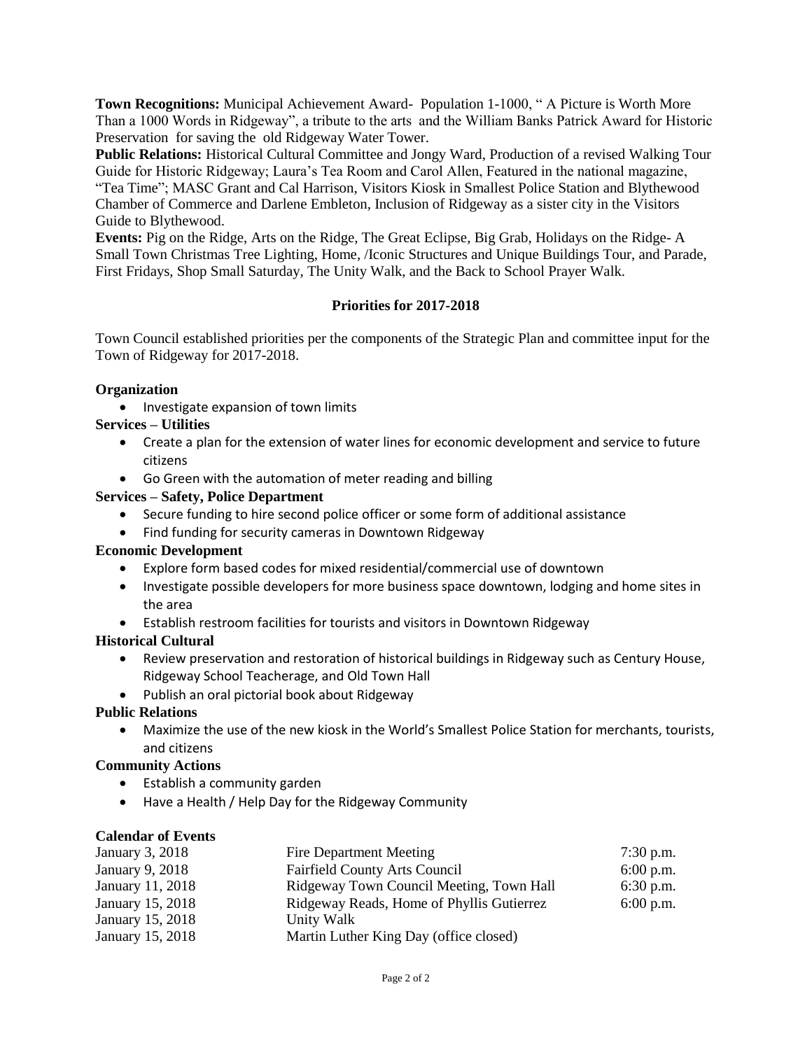**Town Recognitions:** Municipal Achievement Award- Population 1-1000, " A Picture is Worth More Than a 1000 Words in Ridgeway", a tribute to the arts and the William Banks Patrick Award for Historic Preservation for saving the old Ridgeway Water Tower.

**Public Relations:** Historical Cultural Committee and Jongy Ward, Production of a revised Walking Tour Guide for Historic Ridgeway; Laura's Tea Room and Carol Allen, Featured in the national magazine, "Tea Time"; MASC Grant and Cal Harrison, Visitors Kiosk in Smallest Police Station and Blythewood Chamber of Commerce and Darlene Embleton, Inclusion of Ridgeway as a sister city in the Visitors Guide to Blythewood.

**Events:** Pig on the Ridge, Arts on the Ridge, The Great Eclipse, Big Grab, Holidays on the Ridge- A Small Town Christmas Tree Lighting, Home, /Iconic Structures and Unique Buildings Tour, and Parade, First Fridays, Shop Small Saturday, The Unity Walk, and the Back to School Prayer Walk.

## Priorities for 2017-2018

Town Council established priorities per the components of the Strategic Plan and committee input for the Town of Ridgeway for 2017-2018.

**Organization**

- Investigate expansion of town limits

**Services – Utilities**

- Create a plan for the extension of water lines for economic development and service to future citizens
- Go Green with the automation of meter reading and billing

**Services – Safety, Police Department**

- Secure funding to hire second police officer or some form of additional assistance
- Find funding for security cameras in Downtown Ridgeway

**Economic Development**

- Explore form based codes for mixed residential/commercial use of downtown
- Investigate possible developers for more business space downtown, lodging and home sites in the area
- Establish restroom facilities for tourists and visitors in Downtown Ridgeway

**Historical Cultural**

- Review preservation and restoration of historical buildings in Ridgeway such as Century House, Ridgeway School Teacherage, and Old Town Hall
- Publish an oral pictorial book about Ridgeway

**Public Relations**

- Maximize the use of the new kiosk in the World's Smallest Police Station for merchants, tourists, and citizens

**Community Actions**

- Establish a community garden
- Have a Health / Help Day for the Ridgeway Community

**Calendar of Events**

| | | |
|---|---|---|
| January 3, 2018 | Fire Department Meeting | 7:30 p.m. |
| January 9, 2018 | Fairfield County Arts Council | 6:00 p.m. |
| January 11, 2018 | Ridgeway Town Council Meeting, Town Hall | 6:30 p.m. |
| January 15, 2018 | Ridgeway Reads, Home of Phyllis Gutierrez | 6:00 p.m. |
| January 15, 2018 | Unity Walk | |
| January 15, 2018 | Martin Luther King Day (office closed) | |